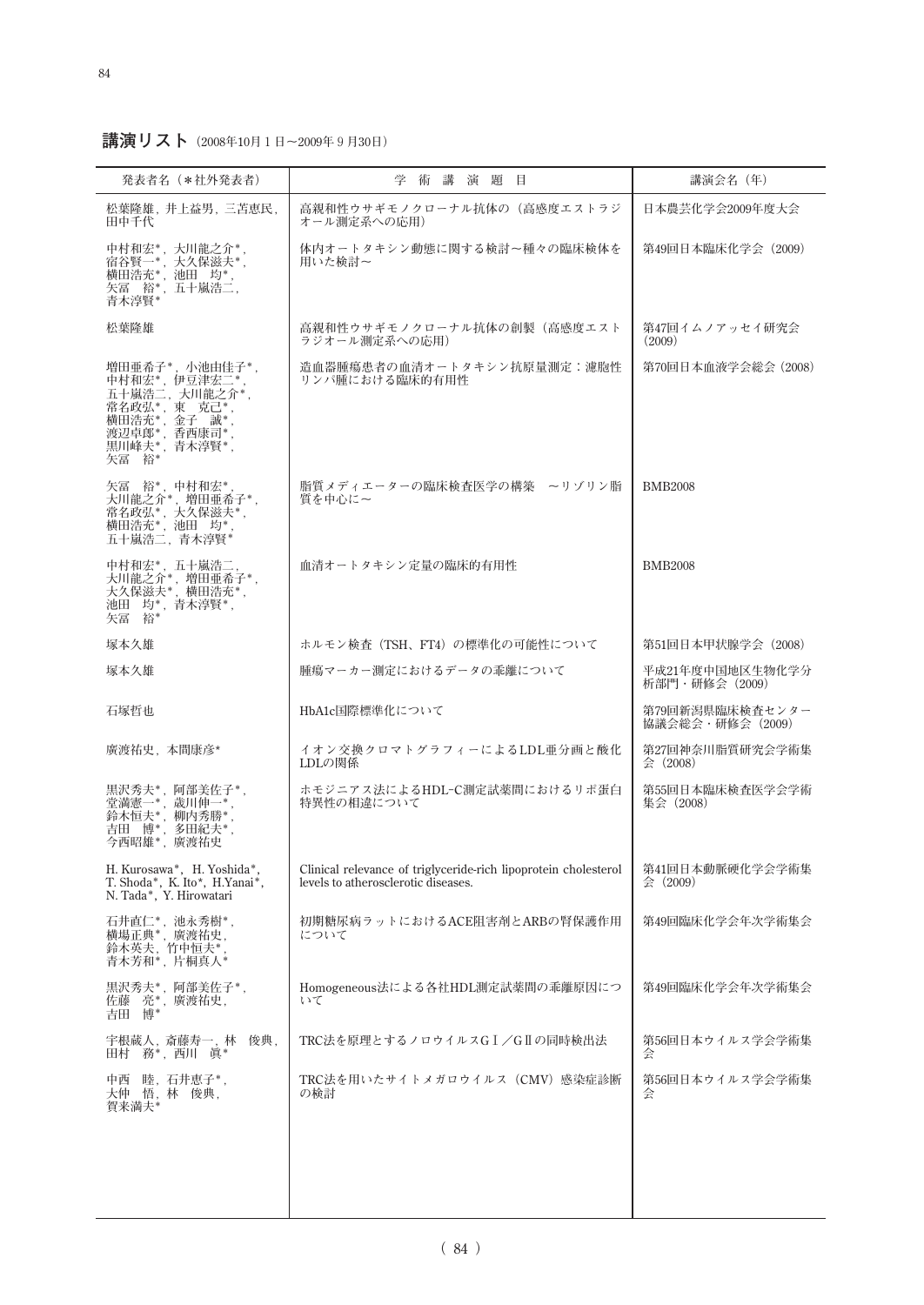## 講演リスト（2008年10月１日～2009年９月30日）

| 発表者名（＊社外発表者） | 学 術 講 演 題 目 | 講演会名（年） |
|---|---|---|
| 松葉隆雄，井上益男，三苫恵民，田中千代 | 高親和性ウサギモノクローナル抗体の（高感度エストラジオール測定系への応用） | 日本農芸化学会2009年度大会 |
| 中村和宏*，大川龍之介*，宿谷賢一*，大久保滋夫*，横田浩充*，池田　均*，矢冨　裕*，五十嵐浩二，青木淳賢* | 体内オートタキシン動態に関する検討～種々の臨床検体を用いた検討～ | 第49回日本臨床化学会（2009） |
| 松葉隆雄 | 高親和性ウサギモノクローナル抗体の創製（高感度エストラジオール測定系への応用） | 第47回イムノアッセイ研究会（2009） |
| 増田亜希子*，小池由佳子*，中村和宏*，伊豆津宏二*，五十嵐浩二，大川龍之介*，常名政弘*，東　克己*，横田浩充*，金子　誠*，渡辺卓郎*，香西康司*，黒川峰夫*，青木淳賢*，矢冨　裕* | 造血器腫瘍患者の血清オートタキシン抗原量測定：濾胞性リンパ腫における臨床的有用性 | 第70回日本血液学会総会（2008） |
| 矢冨　裕*，中村和宏*，大川龍之介*，増田亜希子*，常名政弘*，大久保滋夫*，横田浩充*，池田　均*，五十嵐浩二，青木淳賢* | 脂質メディエーターの臨床検査医学の構築　～リゾリン脂質を中心に～ | BMB2008 |
| 中村和宏*，五十嵐浩二，大川龍之介*，増田亜希子*，大久保滋夫*，横田浩充*，池田　均*，青木淳賢*，矢冨　裕* | 血清オートタキシン定量の臨床的有用性 | BMB2008 |
| 塚本久雄 | ホルモン検査（TSH、FT4）の標準化の可能性について | 第51回日本甲状腺学会（2008） |
| 塚本久雄 | 腫瘍マーカー測定におけるデータの乖離について | 平成21年度中国地区生物化学分析部門・研修会（2009） |
| 石塚哲也 | HbA1c国際標準化について | 第79回新潟県臨床検査センター協議会総会・研修会（2009） |
| 廣渡祐史，本間康彦* | イオン交換クロマトグラフィーによるLDL亜分画と酸化LDLの関係 | 第27回神奈川脂質研究会学術集会（2008） |
| 黒沢秀夫*，阿部美佐子*，堂満憲一*，歳川伸一*，鈴木恒夫*，柳内秀勝*，吉田　博*，多田紀夫*，今西昭雄*，廣渡祐史 | ホモジニアス法によるHDL-C測定試薬間におけるリポ蛋白特異性の相違について | 第55回日本臨床検査医学会学術集会（2008） |
| H. Kurosawa*，H. Yoshida*，T. Shoda*，K. Ito*，H.Yanai*，N. Tada*，Y. Hirowatari | Clinical relevance of triglyceride-rich lipoprotein cholesterol levels to atherosclerotic diseases. | 第41回日本動脈硬化学会学術集会（2009） |
| 石井直仁*，池永秀樹*，横場正典*，廣渡祐史，鈴木英夫，竹中恒夫*，青木芳和*，片桐真人* | 初期糖尿病ラットにおけるACE阻害剤とARBの腎保護作用について | 第49回臨床化学会年次学術集会 |
| 黒沢秀夫*，阿部美佐子*，佐藤　亮*，廣渡祐史，吉田　博* | Homogeneous法による各社HDL測定試薬間の乖離原因について | 第49回臨床化学会年次学術集会 |
| 宇根蔵人，斎藤寿一，林　俊典，田村　務*，西川　眞* | TRC法を原理とするノロウイルスGⅠ／GⅡの同時検出法 | 第56回日本ウイルス学会学術集会 |
| 中西　睦，石井恵子*，大仲　悟，林　俊典，賀来満夫* | TRC法を用いたサイトメガロウイルス（CMV）感染症診断の検討 | 第56回日本ウイルス学会学術集会 |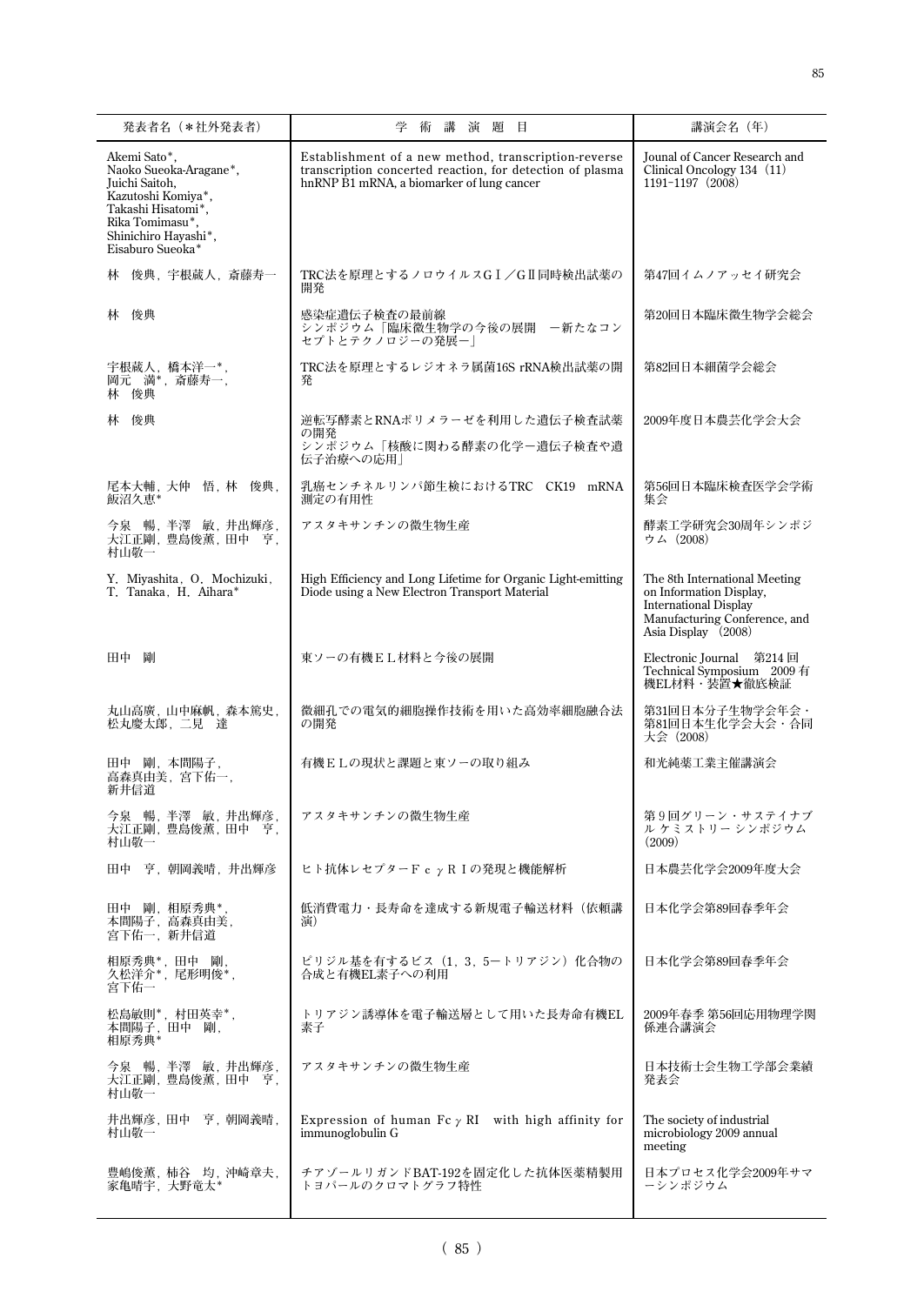| 発表者名（＊社外発表者） | 学　術　講　演　題　目 | 講演会名（年） |
| --- | --- | --- |
| Akemi Sato*, Naoko Sueoka-Aragane*, Juichi Saitoh, Kazutoshi Komiya*, Takashi Hisatomi*, Rika Tomimasu*, Shinichiro Hayashi*, Eisaburo Sueoka* | Establishment of a new method, transcription-reverse transcription concerted reaction, for detection of plasma hnRNP B1 mRNA, a biomarker of lung cancer | Jounal of Cancer Research and Clinical Oncology 134（11） 1191-1197（2008） |
| 林　俊典，宇根蔵人，斎藤寿一 | TRC法を原理とするノロウイルスＧⅠ／ＧⅡ同時検出試薬の開発 | 第47回イムノアッセイ研究会 |
| 林　俊典 | 感染症遺伝子検査の最前線<br>シンポジウム「臨床微生物学の今後の展開　―新たなコンセプトとテクノロジーの発展―」 | 第20回日本臨床微生物学会総会 |
| 宇根蔵人，橋本洋一*，岡元　満*，斎藤寿一，林　俊典 | TRC法を原理とするレジオネラ属菌16S rRNA検出試薬の開発 | 第82回日本細菌学会総会 |
| 林　俊典 | 逆転写酵素とRNAポリメラーゼを利用した遺伝子検査試薬の開発<br>シンポジウム「核酸に関わる酵素の化学―遺伝子検査や遺伝子治療への応用」 | 2009年度日本農芸化学会大会 |
| 尾本大輔，大仲　悟，林　俊典，飯沼久恵* | 乳癌センチネルリンパ節生検におけるTRC　CK19　mRNA測定の有用性 | 第56回日本臨床検査医学会学術集会 |
| 今泉　暢，半澤　敏，井出輝彦，大江正剛，豊島俊薫，田中　亨，村山敬一 | アスタキサンチンの微生物生産 | 酵素工学研究会30周年シンポジウム（2008） |
| Y. Miyashita，O. Mochizuki，T. Tanaka，H. Aihara* | High Efficiency and Long Lifetime for Organic Light-emitting Diode using a New Electron Transport Material | The 8th International Meeting on Information Display, International Display Manufacturing Conference, and Asia Display （2008） |
| 田中　剛 | 東ソーの有機ＥＬ材料と今後の展開 | Electronic Journal　第214回 Technical Symposium　2009 有機EL材料・装置★徹底検証 |
| 丸山高廣，山中麻帆，森本篤史，松丸慶太郎，二見　達 | 微細孔での電気的細胞操作技術を用いた高効率細胞融合法の開発 | 第31回日本分子生物学会年会・第81回日本生化学会大会・合同大会（2008） |
| 田中　剛，本間陽子，高森真由美，宮下佑一，新井信道 | 有機ＥＬの現状と課題と東ソーの取り組み | 和光純薬工業主催講演会 |
| 今泉　暢，半澤　敏，井出輝彦，大江正剛，豊島俊薫，田中　亨，村山敬一 | アスタキサンチンの微生物生産 | 第９回グリーン・サステイナブル ケミストリー シンポジウム（2009） |
| 田中　亨，朝岡義晴，井出輝彦 | ヒト抗体レセプターＦｃγＲⅠの発現と機能解析 | 日本農芸化学会2009年度大会 |
| 田中　剛，相原秀典*，本間陽子，高森真由美，宮下佑一，新井信道 | 低消費電力・長寿命を達成する新規電子輸送材料（依頼講演） | 日本化学会第89回春季年会 |
| 相原秀典*，田中　剛，久松洋介*，尾形明俊*，宮下佑一 | ピリジル基を有するビス（1，3，5ートリアジン）化合物の合成と有機EL素子への利用 | 日本化学会第89回春季年会 |
| 松島敏則*，村田英幸*，本間陽子，田中　剛，相原秀典* | トリアジン誘導体を電子輸送層として用いた長寿命有機EL素子 | 2009年春季 第56回応用物理学関係連合講演会 |
| 今泉　暢，半澤　敏，井出輝彦，大江正剛，豊島俊薫，田中　亨，村山敬一 | アスタキサンチンの微生物生産 | 日本技術士会生物工学部会業績発表会 |
| 井出輝彦，田中　亨，朝岡義晴，村山敬一 | Expression of human Fcγ RI　with high affinity for immunoglobulin G | The society of industrial microbiology 2009 annual meeting |
| 豊嶋俊薫，柿谷　均，沖崎章夫，家亀晴宇，大野竜太* | チアゾールリガンドBAT-192を固定化した抗体医薬精製用トヨパールのクロマトグラフ特性 | 日本プロセス化学会2009年サマーシンポジウム |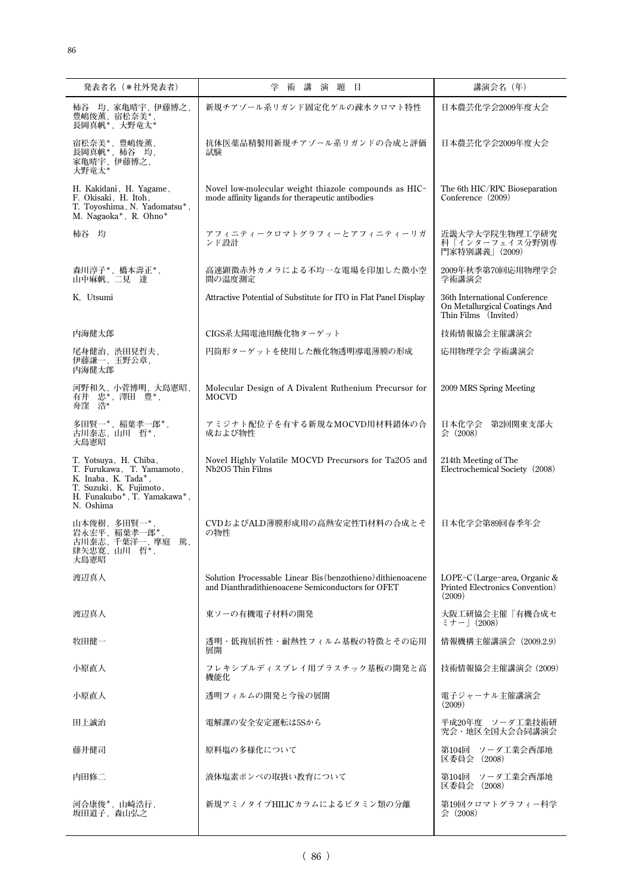| 発表者名（＊社外発表者） | 学　術　講　演　題　目 | 講演会名（年） |
|---|---|---|
| 柿谷　均，家亀晴宇，伊藤博之，豊嶋俊薫，宿松奈美＊，長岡真帆＊，大野竜太＊ | 新規チアゾール系リガンド固定化ゲルの疎水クロマト特性 | 日本農芸化学会2009年度大会 |
| 宿松奈美＊，豊嶋俊薫，長岡真帆＊，柿谷　均，家亀晴宇，伊藤博之，大野竜太＊ | 抗体医薬品精製用新規チアゾール系リガンドの合成と評価試験 | 日本農芸化学会2009年度大会 |
| H. Kakidani，H. Yagame，F. Okisaki，H. Itoh，T. Toyoshima，N. Yadomatsu＊，M. Nagaoka＊，R. Ohno＊ | Novel low-molecular weight thiazole compounds as HIC-mode affinity ligands for therapeutic antibodies | The 6th HIC/RPC Bioseparation Conference（2009） |
| 柿谷　均 | アフィニティークロマトグラフィーとアフィニティーリガンド設計 | 近畿大学大学院生物理工学研究科「インターフェイス分野別専門家特別講義」（2009） |
| 森川淳子＊，橋本壽正＊，山中麻帆，二見　達 | 高速顕微赤外カメラによる不均一な電場を印加した微小空間の温度測定 | 2009年秋季第70回応用物理学会学術講演会 |
| K. Utsumi | Attractive Potential of Substitute for ITO in Flat Panel Display | 36th International Conference On Metallurgical Coatings And Thin Films（Invited） |
| 内海健太郎 | CIGS系太陽電池用酸化物ターゲット | 技術情報協会主催講演会 |
| 尾身健治，渋田見哲夫，伊藤謙一，玉野公章，内海健太郎 | 円筒形ターゲットを使用した酸化物透明導電薄膜の形成 | 応用物理学会 学術講演会 |
| 河野和久，小菅博明，大島憲昭，有井　忠＊，澤田　豊＊，舟窪　浩＊ | Molecular Design of A Divalent Ruthenium Precursor for MOCVD | 2009 MRS Spring Meeting |
| 多田賢一＊，稲葉孝一郎＊，古川泰志，山川　哲＊，大島憲昭 | アミジナト配位子を有する新規なMOCVD用材料錯体の合成および物性 | 日本化学会　第2回関東支部大会（2008） |
| T. Yotsuya，H. Chiba，T. Furukawa，T. Yamamoto，K. Inaba，K. Tada＊，T. Suzuki，K. Fujimoto，H. Funakubo＊，T. Yamakawa＊，N. Oshima | Novel Highly Volatile MOCVD Precursors for Ta2O5 and Nb2O5 Thin Films | 214th Meeting of The Electrochemical Society（2008） |
| 山本俊樹，多田賢一＊，岩永宏平，稲葉孝一郎＊，古川泰志，千葉洋一，摩庭　篤，肆矢忠寛，山川　哲＊，大島憲昭 | CVDおよびALD薄膜形成用の高熱安定性Ti材料の合成とその物性 | 日本化学会第89回春季年会 |
| 渡辺真人 | Solution Processable Linear Bis(benzothieno)dithienoacene and Dianthradithienoacene Semiconductors for OFET | LOPE-C(Large-area, Organic & Printed Electronics Convention)（2009） |
| 渡辺真人 | 東ソーの有機電子材料の開発 | 大阪工研協会主催「有機合成セミナー」（2008） |
| 牧田健一 | 透明・低複屈折性・耐熱性フィルム基板の特徴とその応用展開 | 情報機構主催講演会（2009.2.9） |
| 小原直人 | フレキシブルディスプレイ用プラスチック基板の開発と高機能化 | 技術情報協会主催講演会（2009） |
| 小原直人 | 透明フィルムの開発と今後の展開 | 電子ジャーナル主催講演会（2009） |
| 田上誠治 | 電解課の安全安定運転は5Sから | 平成20年度　ソーダ工業技術研究会・地区全国大会合同講演会 |
| 藤井健司 | 原料塩の多様化について | 第104回　ソーダ工業会西部地区委員会（2008） |
| 内田修二 | 液体塩素ボンベの取扱い教育について | 第104回　ソーダ工業会西部地区委員会（2008） |
| 河合康俊＊，山崎浩行，坂田道子，森山弘之 | 新規アミノタイプHILICカラムによるビタミン類の分離 | 第19回クロマトグラフィー科学会（2008） |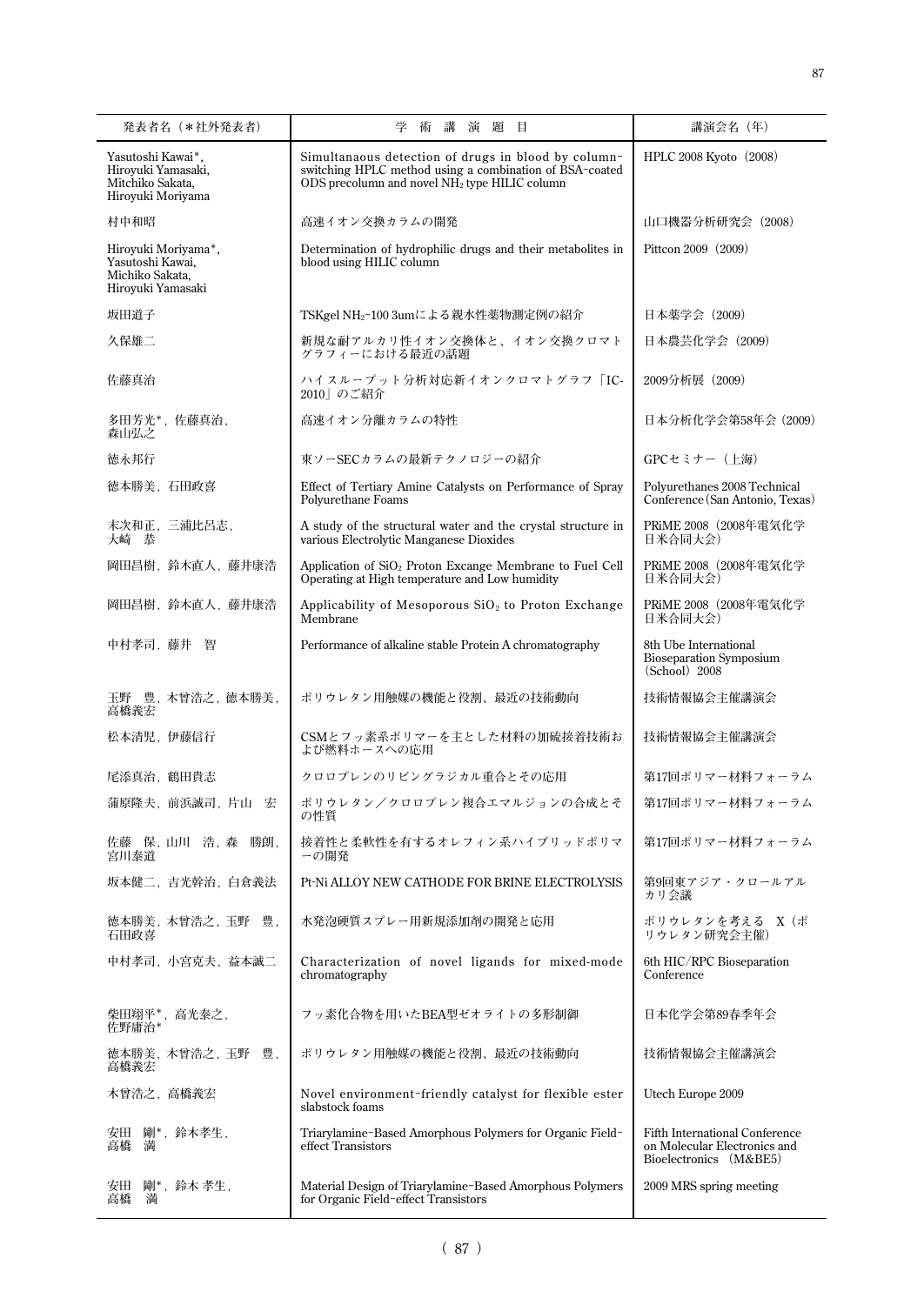| 発表者名（＊社外発表者） | 学　術　講　演　題　目 | 講演会名（年） |
|---|---|---|
| Yasutoshi Kawai*, Hiroyuki Yamasaki, Mitchiko Sakata, Hiroyuki Moriyama | Simultanaous detection of drugs in blood by column-switching HPLC method using a combination of BSA-coated ODS precolumn and novel $NH_2$ type HILIC column | HPLC 2008 Kyoto（2008） |
| 村中和昭 | 高速イオン交換カラムの開発 | 山口機器分析研究会（2008） |
| Hiroyuki Moriyama*, Yasutoshi Kawai, Michiko Sakata, Hiroyuki Yamasaki | Determination of hydrophilic drugs and their metabolites in blood using HILIC column | Pittcon 2009（2009） |
| 坂田道子 | TSKgel $NH_2$-100 3umによる親水性薬物測定例の紹介 | 日本薬学会（2009） |
| 久保雄二 | 新規な耐アルカリ性イオン交換体と、イオン交換クロマトグラフィーにおける最近の話題 | 日本農芸化学会（2009） |
| 佐藤真治 | ハイスループット分析対応新イオンクロマトグラフ「IC-2010」のご紹介 | 2009分析展（2009） |
| 多田芳光*，佐藤真治，森山弘之 | 高速イオン分離カラムの特性 | 日本分析化学会第58年会（2009） |
| 徳永邦行 | 東ソーSECカラムの最新テクノロジーの紹介 | GPCセミナー（上海） |
| 徳本勝美，石田政喜 | Effect of Tertiary Amine Catalysts on Performance of Spray Polyurethane Foams | Polyurethanes 2008 Technical Conference (San Antonio, Texas) |
| 末次和正，三浦比呂志，大崎　恭 | A study of the structural water and the crystal structure in various Electrolytic Manganese Dioxides | PRiME 2008（2008年電気化学日米合同大会） |
| 岡田昌樹，鈴木直人，藤井康浩 | Application of $SiO_2$ Proton Excange Membrane to Fuel Cell Operating at High temperature and Low humidity | PRiME 2008（2008年電気化学日米合同大会） |
| 岡田昌樹，鈴木直人，藤井康浩 | Applicability of Mesoporous $SiO_2$ to Proton Exchange Membrane | PRiME 2008（2008年電気化学日米合同大会） |
| 中村孝司，藤井　智 | Performance of alkaline stable Protein A chromatography | 8th Ube International Bioseparation Symposium (School) 2008 |
| 玉野　豊，木曽浩之，徳本勝美，高橋義宏 | ポリウレタン用触媒の機能と役割、最近の技術動向 | 技術情報協会主催講演会 |
| 松本清児，伊藤信行 | CSMとフッ素系ポリマーを主とした材料の加硫接着技術および燃料ホースへの応用 | 技術情報協会主催講演会 |
| 尾添真治，鶴田貴志 | クロロプレンのリビングラジカル重合とその応用 | 第17回ポリマー材料フォーラム |
| 蒲原隆夫，前浜誠司，片山　宏 | ポリウレタン／クロロプレン複合エマルジョンの合成とその性質 | 第17回ポリマー材料フォーラム |
| 佐藤　保，山川　浩，森　勝朗，宮川泰道 | 接着性と柔軟性を有するオレフィン系ハイブリッドポリマーの開発 | 第17回ポリマー材料フォーラム |
| 坂本健二，吉光幹治，白倉義法 | Pt-Ni ALLOY NEW CATHODE FOR BRINE ELECTROLYSIS | 第9回東アジア・クロールアルカリ会議 |
| 徳本勝美，木曽浩之，玉野　豊，石田政喜 | 水発泡硬質スプレー用新規添加剤の開発と応用 | ポリウレタンを考える　X（ポリウレタン研究会主催） |
| 中村孝司，小宮克夫，益本誠二 | Characterization of novel ligands for mixed-mode chromatography | 6th HIC/RPC Bioseparation Conference |
| 柴田翔平*，高光泰之，佐野庸治* | フッ素化合物を用いたBEA型ゼオライトの多形制御 | 日本化学会第89春季年会 |
| 徳本勝美，木曽浩之，玉野　豊，高橋義宏 | ポリウレタン用触媒の機能と役割、最近の技術動向 | 技術情報協会主催講演会 |
| 木曽浩之，高橋義宏 | Novel environment-friendly catalyst for flexible ester slabstock foams | Utech Europe 2009 |
| 安田　剛*，鈴木孝生，高橋　満 | Triarylamine-Based Amorphous Polymers for Organic Field-effect Transistors | Fifth International Conference on Molecular Electronics and Bioelectronics (M&BE5) |
| 安田　剛*，鈴木 孝生，高橋　満 | Material Design of Triarylamine-Based Amorphous Polymers for Organic Field-effect Transistors | 2009 MRS spring meeting |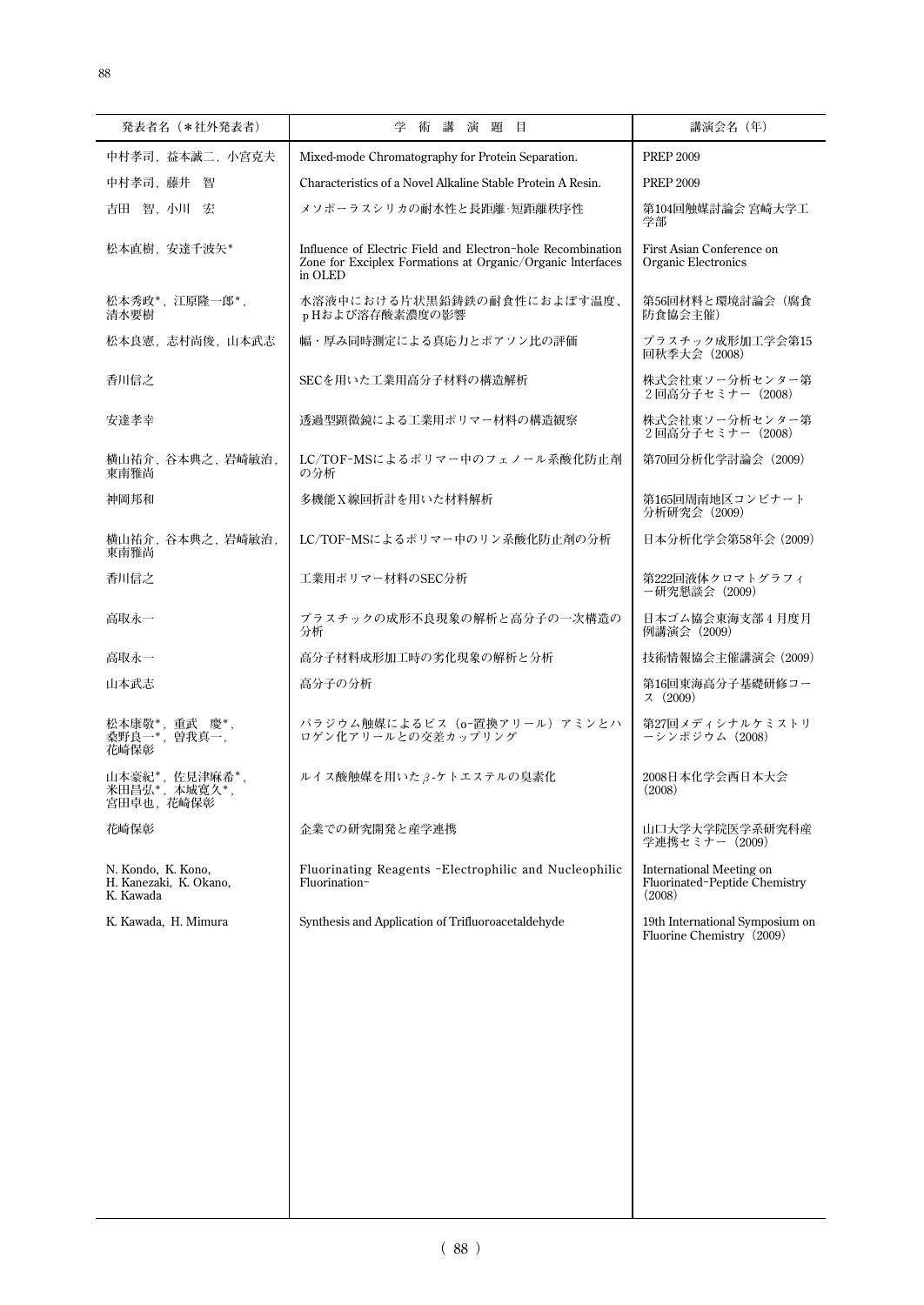| 発表者名（＊社外発表者） | 学　術　講　演　題　目 | 講演会名（年） |
|---|---|---|
| 中村孝司，益本誠二，小宮克夫 | Mixed-mode Chromatography for Protein Separation. | PREP 2009 |
| 中村孝司，藤井　智 | Characteristics of a Novel Alkaline Stable Protein A Resin. | PREP 2009 |
| 吉田　智，小川　宏 | メソポーラスシリカの耐水性と長距離･短距離秩序性 | 第104回触媒討論会 宮崎大学工学部 |
| 松本直樹，安達千波矢＊ | Influence of Electric Field and Electron-hole Recombination Zone for Exciplex Formations at Organic/Organic Interfaces in OLED | First Asian Conference on Organic Electronics |
| 松本秀政＊，江原隆一郎＊，清水要樹 | 水溶液中における片状黒鉛鋳鉄の耐食性におよぼす温度、pＨおよび溶存酸素濃度の影響 | 第56回材料と環境討論会（腐食防食協会主催） |
| 松本良憲，志村尚俊，山本武志 | 幅・厚み同時測定による真応力とポアソン比の評価 | プラスチック成形加工学会第15回秋季大会（2008） |
| 香川信之 | SECを用いた工業用高分子材料の構造解析 | 株式会社東ソー分析センター第２回高分子セミナー（2008） |
| 安達孝幸 | 透過型顕微鏡による工業用ポリマー材料の構造観察 | 株式会社東ソー分析センター第２回高分子セミナー（2008） |
| 横山祐介，谷本典之，岩崎敏治，東南雅尚 | LC/TOF-MSによるポリマー中のフェノール系酸化防止剤の分析 | 第70回分析化学討論会（2009） |
| 神岡邦和 | 多機能Ｘ線回折計を用いた材料解析 | 第165回周南地区コンビナート分析研究会（2009） |
| 横山祐介，谷本典之，岩崎敏治，東南雅尚 | LC/TOF-MSによるポリマー中のリン系酸化防止剤の分析 | 日本分析化学会第58年会（2009） |
| 香川信之 | 工業用ポリマー材料のSEC分析 | 第222回液体クロマトグラフィー研究懇談会（2009） |
| 高取永一 | プラスチックの成形不良現象の解析と高分子の一次構造の分析 | 日本ゴム協会東海支部４月度月例講演会（2009） |
| 高取永一 | 高分子材料成形加工時の劣化現象の解析と分析 | 技術情報協会主催講演会（2009） |
| 山本武志 | 高分子の分析 | 第16回東海高分子基礎研修コース（2009） |
| 松本康敬＊，重武　慶＊，桑野良一＊，曽我真一，花崎保彰 | パラジウム触媒によるビス（o-置換アリール）アミンとハロゲン化アリールとの交差カップリング | 第27回メディシナルケミストリーシンポジウム（2008） |
| 山本豪紀＊，佐見津麻希＊，米田昌弘＊，本城寛久＊，宮田卓也，花崎保彰 | ルイス酸触媒を用いた$\beta$-ケトエステルの臭素化 | 2008日本化学会西日本大会（2008） |
| 花崎保彰 | 企業での研究開発と産学連携 | 山口大学大学院医学系研究科産学連携セミナー（2009） |
| N. Kondo, K. Kono, H. Kanezaki, K. Okano, K. Kawada | Fluorinating Reagents -Electrophilic and Nucleophilic Fluorination- | International Meeting on Fluorinated-Peptide Chemistry（2008） |
| K. Kawada, H. Mimura | Synthesis and Application of Trifluoroacetaldehyde | 19th International Symposium on Fluorine Chemistry（2009） |